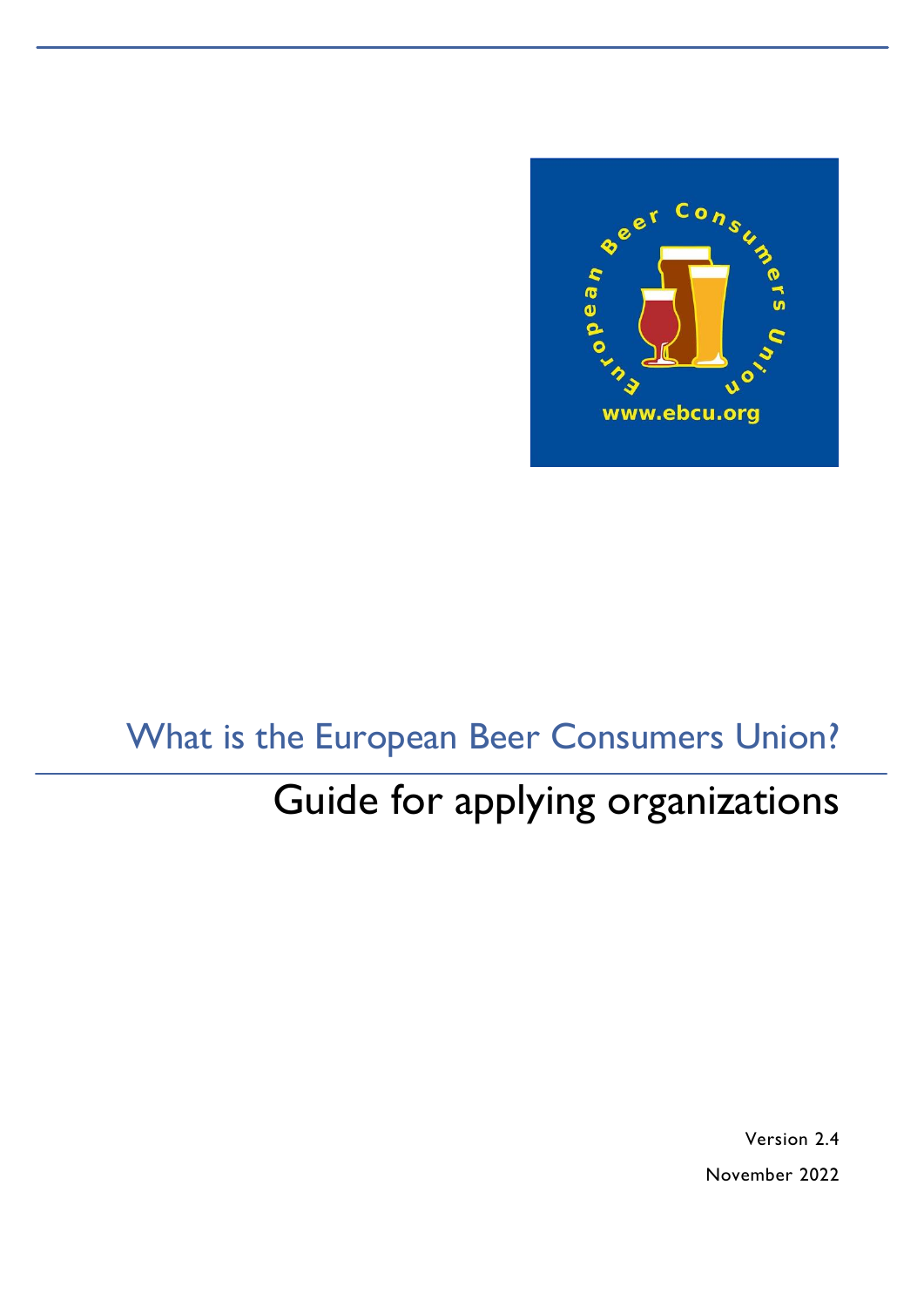# What is the European Beer Consumers Union?

## Guide for applying organizations

Version 2.4

November 2022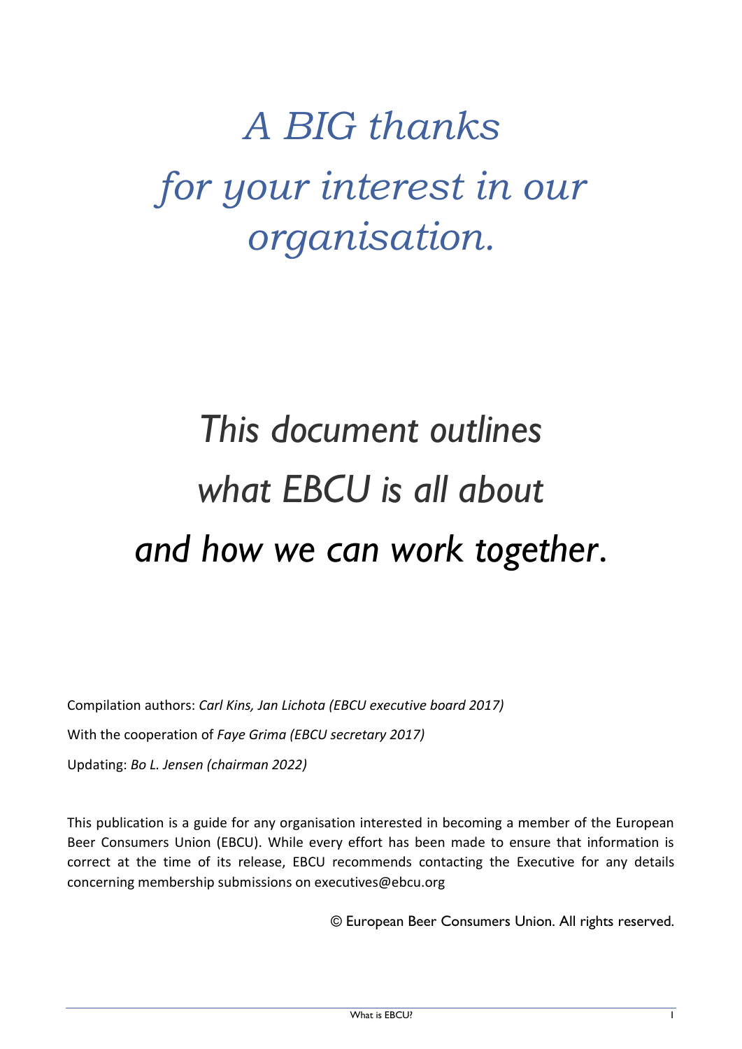*A BIG thanks*

*for your interest in our organisation.*

*This document outlines what EBCU is all about and how we can work together.*

Compilation authors: *Carl Kins, Jan Lichota (EBCU executive board 2017)*

With the cooperation of *Faye Grima (EBCU secretary 2017)*

Updating: *Bo L. Jensen (chairman 2022)*

This publication is a guide for any organisation interested in becoming a member of the European Beer Consumers Union (EBCU). While every effort has been made to ensure that information is correct at the time of its release, EBCU recommends contacting the Executive for any details concerning membership submissions on executives@ebcu.org

© European Beer Consumers Union. All rights reserved.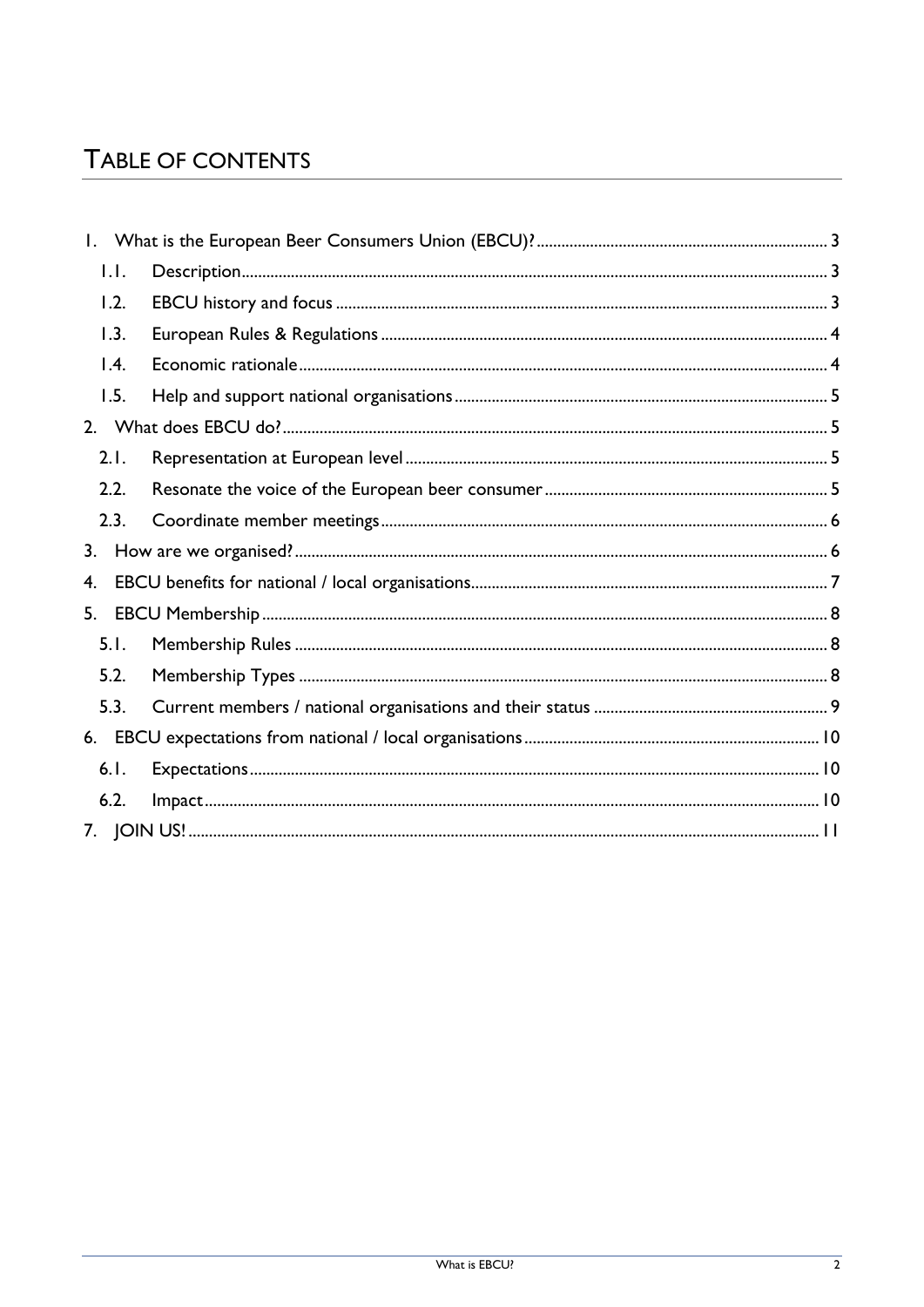# TABLE OF CONTENTS

1. What is the European Beer Consumers Union (EBCU)? ..... 3
   - 1.1. Description ..... 3
   - 1.2. EBCU history and focus ..... 3
   - 1.3. European Rules & Regulations ..... 4
   - 1.4. Economic rationale ..... 4
   - 1.5. Help and support national organisations ..... 5
2. What does EBCU do? ..... 5
   - 2.1. Representation at European level ..... 5
   - 2.2. Resonate the voice of the European beer consumer ..... 5
   - 2.3. Coordinate member meetings ..... 6
3. How are we organised? ..... 6
4. EBCU benefits for national / local organisations ..... 7
5. EBCU Membership ..... 8
   - 5.1. Membership Rules ..... 8
   - 5.2. Membership Types ..... 8
   - 5.3. Current members / national organisations and their status ..... 9
6. EBCU expectations from national / local organisations ..... 10
   - 6.1. Expectations ..... 10
   - 6.2. Impact ..... 10
7. JOIN US! ..... 11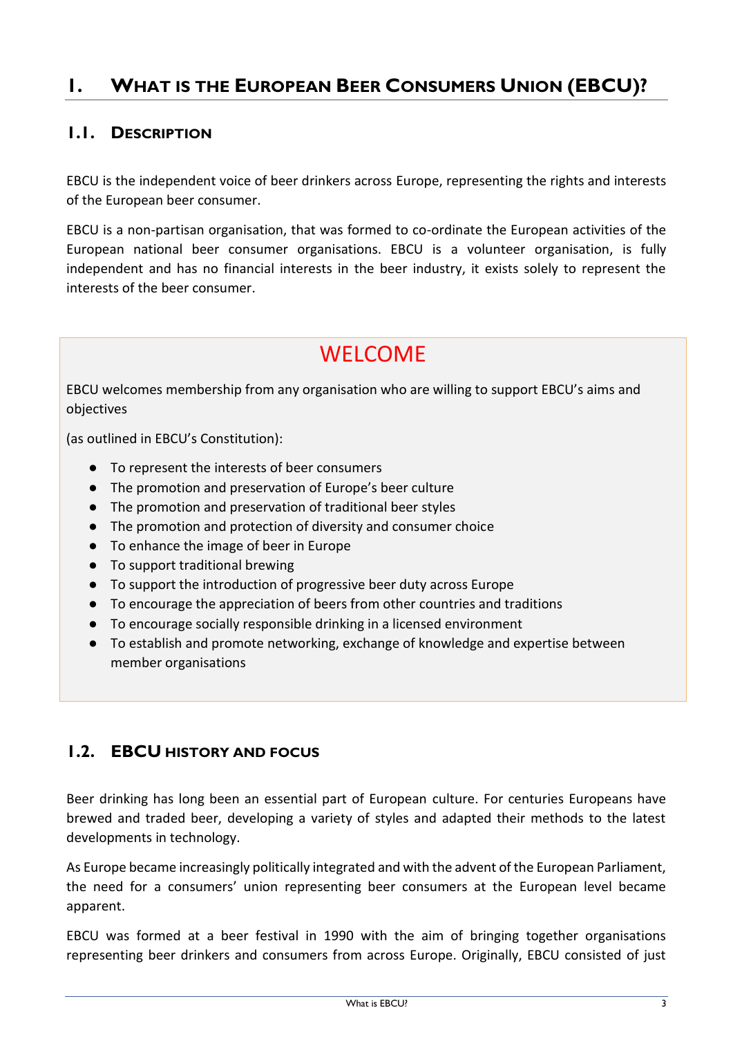# I. What is the European Beer Consumers Union (EBCU)?

## 1.1. Description

EBCU is the independent voice of beer drinkers across Europe, representing the rights and interests of the European beer consumer.

EBCU is a non-partisan organisation, that was formed to co-ordinate the European activities of the European national beer consumer organisations. EBCU is a volunteer organisation, is fully independent and has no financial interests in the beer industry, it exists solely to represent the interests of the beer consumer.

### WELCOME

EBCU welcomes membership from any organisation who are willing to support EBCU's aims and objectives

(as outlined in EBCU's Constitution):

- To represent the interests of beer consumers
- The promotion and preservation of Europe's beer culture
- The promotion and preservation of traditional beer styles
- The promotion and protection of diversity and consumer choice
- To enhance the image of beer in Europe
- To support traditional brewing
- To support the introduction of progressive beer duty across Europe
- To encourage the appreciation of beers from other countries and traditions
- To encourage socially responsible drinking in a licensed environment
- To establish and promote networking, exchange of knowledge and expertise between member organisations

## 1.2. EBCU history and focus

Beer drinking has long been an essential part of European culture. For centuries Europeans have brewed and traded beer, developing a variety of styles and adapted their methods to the latest developments in technology.

As Europe became increasingly politically integrated and with the advent of the European Parliament, the need for a consumers' union representing beer consumers at the European level became apparent.

EBCU was formed at a beer festival in 1990 with the aim of bringing together organisations representing beer drinkers and consumers from across Europe. Originally, EBCU consisted of just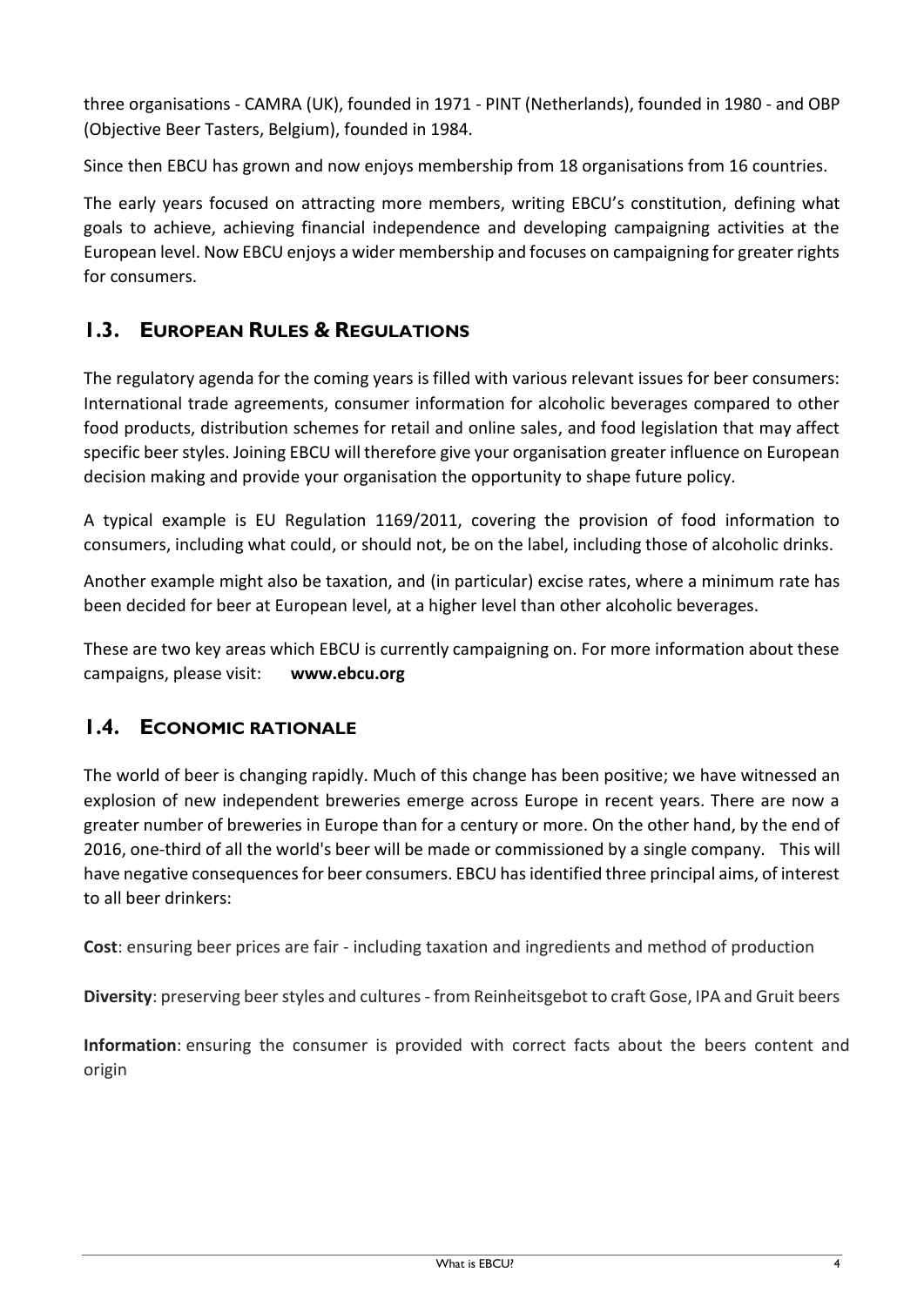three organisations - CAMRA (UK), founded in 1971 - PINT (Netherlands), founded in 1980 - and OBP (Objective Beer Tasters, Belgium), founded in 1984.

Since then EBCU has grown and now enjoys membership from 18 organisations from 16 countries.

The early years focused on attracting more members, writing EBCU's constitution, defining what goals to achieve, achieving financial independence and developing campaigning activities at the European level. Now EBCU enjoys a wider membership and focuses on campaigning for greater rights for consumers.

## 1.3. European Rules & Regulations

The regulatory agenda for the coming years is filled with various relevant issues for beer consumers: International trade agreements, consumer information for alcoholic beverages compared to other food products, distribution schemes for retail and online sales, and food legislation that may affect specific beer styles. Joining EBCU will therefore give your organisation greater influence on European decision making and provide your organisation the opportunity to shape future policy.

A typical example is EU Regulation 1169/2011, covering the provision of food information to consumers, including what could, or should not, be on the label, including those of alcoholic drinks.

Another example might also be taxation, and (in particular) excise rates, where a minimum rate has been decided for beer at European level, at a higher level than other alcoholic beverages.

These are two key areas which EBCU is currently campaigning on. For more information about these campaigns, please visit: **www.ebcu.org**

## 1.4. Economic rationale

The world of beer is changing rapidly. Much of this change has been positive; we have witnessed an explosion of new independent breweries emerge across Europe in recent years. There are now a greater number of breweries in Europe than for a century or more. On the other hand, by the end of 2016, one-third of all the world's beer will be made or commissioned by a single company. This will have negative consequences for beer consumers. EBCU has identified three principal aims, of interest to all beer drinkers:

**Cost**: ensuring beer prices are fair - including taxation and ingredients and method of production

**Diversity**: preserving beer styles and cultures - from Reinheitsgebot to craft Gose, IPA and Gruit beers

**Information**: ensuring the consumer is provided with correct facts about the beers content and origin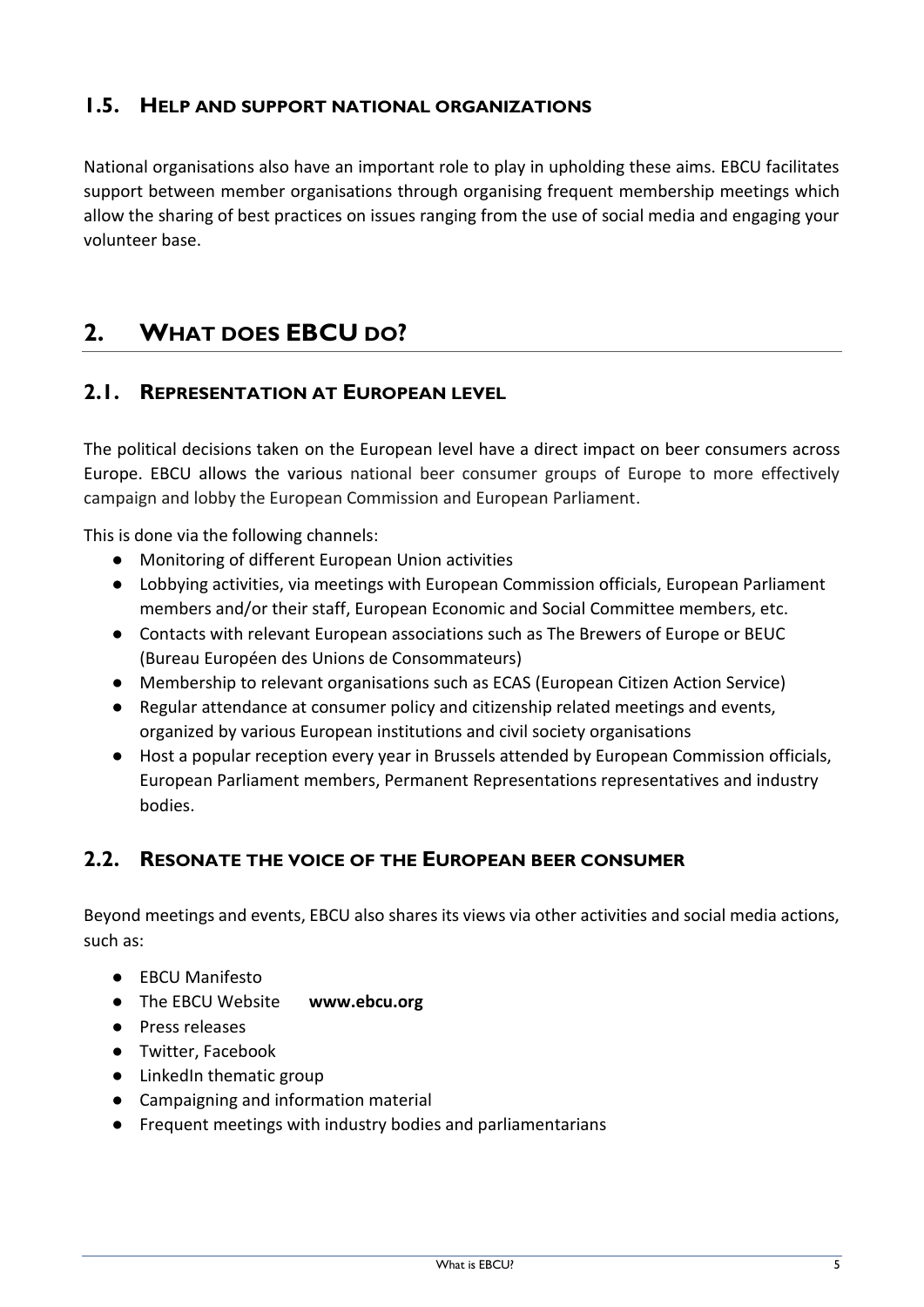### 1.5. Help and support national organizations

National organisations also have an important role to play in upholding these aims. EBCU facilitates support between member organisations through organising frequent membership meetings which allow the sharing of best practices on issues ranging from the use of social media and engaging your volunteer base.

## 2. What does EBCU do?

### 2.1. Representation at European level

The political decisions taken on the European level have a direct impact on beer consumers across Europe. EBCU allows the various national beer consumer groups of Europe to more effectively campaign and lobby the European Commission and European Parliament.

This is done via the following channels:

- Monitoring of different European Union activities
- Lobbying activities, via meetings with European Commission officials, European Parliament members and/or their staff, European Economic and Social Committee members, etc.
- Contacts with relevant European associations such as The Brewers of Europe or BEUC (Bureau Européen des Unions de Consommateurs)
- Membership to relevant organisations such as ECAS (European Citizen Action Service)
- Regular attendance at consumer policy and citizenship related meetings and events, organized by various European institutions and civil society organisations
- Host a popular reception every year in Brussels attended by European Commission officials, European Parliament members, Permanent Representations representatives and industry bodies.

### 2.2. Resonate the voice of the European beer consumer

Beyond meetings and events, EBCU also shares its views via other activities and social media actions, such as:

- EBCU Manifesto
- The EBCU Website **www.ebcu.org**
- Press releases
- Twitter, Facebook
- LinkedIn thematic group
- Campaigning and information material
- Frequent meetings with industry bodies and parliamentarians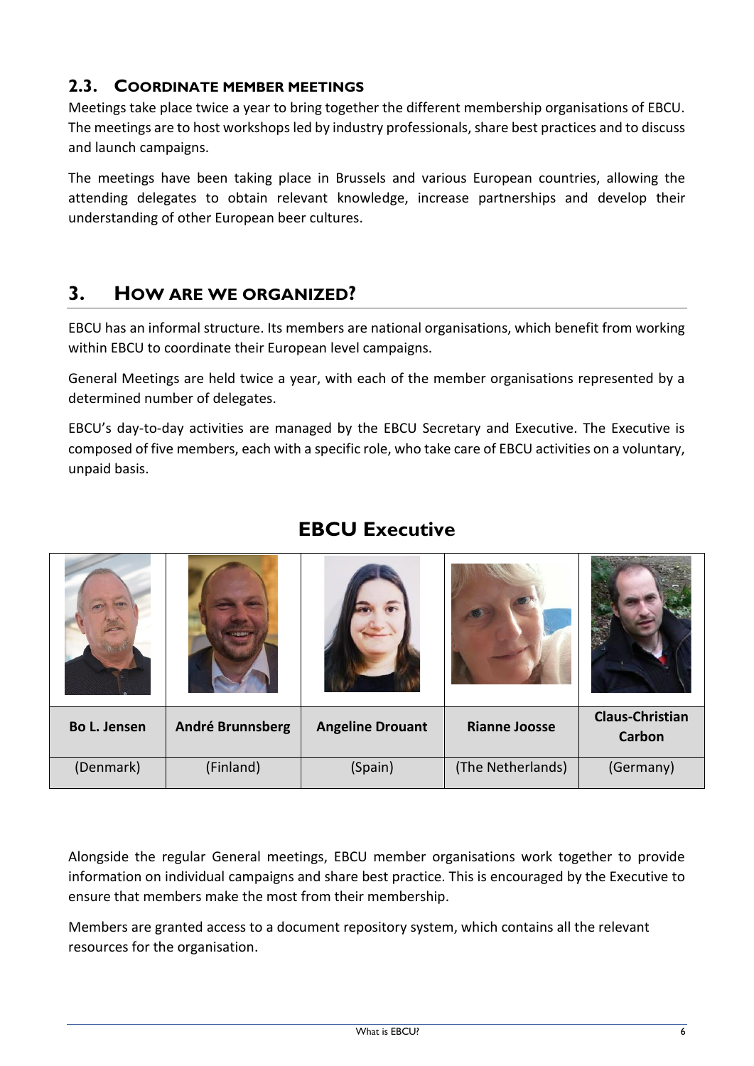## 2.3. Coordinate member meetings

Meetings take place twice a year to bring together the different membership organisations of EBCU. The meetings are to host workshops led by industry professionals, share best practices and to discuss and launch campaigns.

The meetings have been taking place in Brussels and various European countries, allowing the attending delegates to obtain relevant knowledge, increase partnerships and develop their understanding of other European beer cultures.

# 3. How are we organized?

EBCU has an informal structure. Its members are national organisations, which benefit from working within EBCU to coordinate their European level campaigns.

General Meetings are held twice a year, with each of the member organisations represented by a determined number of delegates.

EBCU's day-to-day activities are managed by the EBCU Secretary and Executive. The Executive is composed of five members, each with a specific role, who take care of EBCU activities on a voluntary, unpaid basis.

## EBCU Executive

| **Bo L. Jensen** | **André Brunnsberg** | **Angeline Drouant** | **Rianne Joosse** | **Claus-Christian Carbon** |
|---|---|---|---|---|
| (Denmark) | (Finland) | (Spain) | (The Netherlands) | (Germany) |

Alongside the regular General meetings, EBCU member organisations work together to provide information on individual campaigns and share best practice. This is encouraged by the Executive to ensure that members make the most from their membership.

Members are granted access to a document repository system, which contains all the relevant resources for the organisation.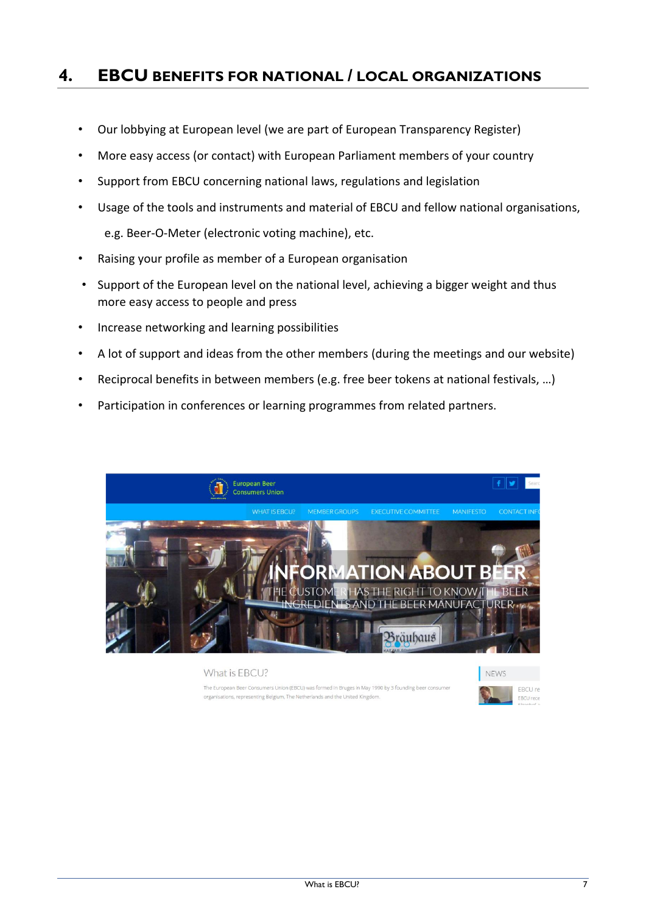## 4. EBCU BENEFITS FOR NATIONAL / LOCAL ORGANIZATIONS

- Our lobbying at European level (we are part of European Transparency Register)
- More easy access (or contact) with European Parliament members of your country
- Support from EBCU concerning national laws, regulations and legislation
- Usage of the tools and instruments and material of EBCU and fellow national organisations,

  e.g. Beer-O-Meter (electronic voting machine), etc.
- Raising your profile as member of a European organisation
- Support of the European level on the national level, achieving a bigger weight and thus more easy access to people and press
- Increase networking and learning possibilities
- A lot of support and ideas from the other members (during the meetings and our website)
- Reciprocal benefits in between members (e.g. free beer tokens at national festivals, …)
- Participation in conferences or learning programmes from related partners.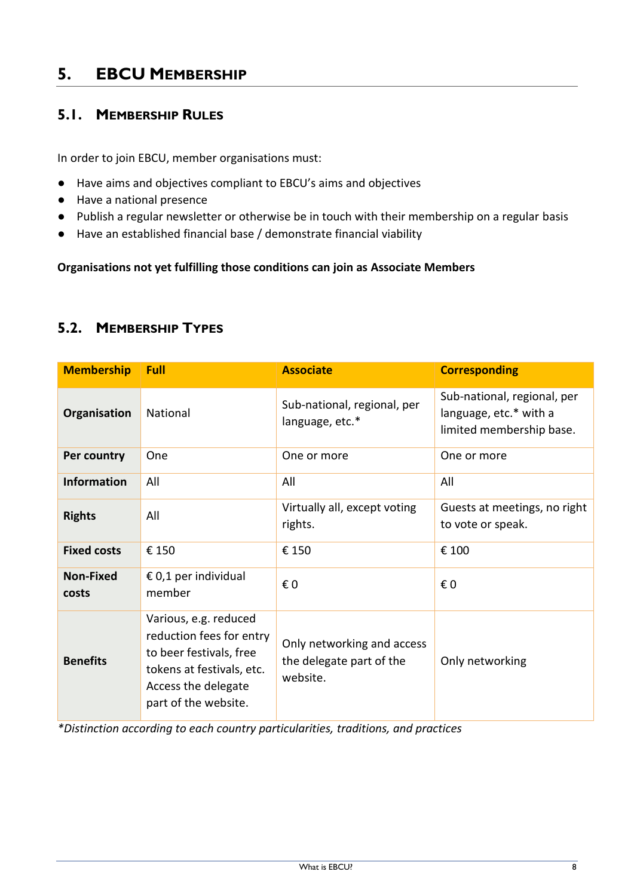# 5. EBCU Membership

## 5.1. Membership Rules

In order to join EBCU, member organisations must:

- Have aims and objectives compliant to EBCU's aims and objectives
- Have a national presence
- Publish a regular newsletter or otherwise be in touch with their membership on a regular basis
- Have an established financial base / demonstrate financial viability

**Organisations not yet fulfilling those conditions can join as Associate Members**

## 5.2. Membership Types

| Membership | Full | Associate | Corresponding |
|---|---|---|---|
| **Organisation** | National | Sub-national, regional, per language, etc.* | Sub-national, regional, per language, etc.* with a limited membership base. |
| **Per country** | One | One or more | One or more |
| **Information** | All | All | All |
| **Rights** | All | Virtually all, except voting rights. | Guests at meetings, no right to vote or speak. |
| **Fixed costs** | € 150 | € 150 | € 100 |
| **Non-Fixed costs** | € 0,1 per individual member | € 0 | € 0 |
| **Benefits** | Various, e.g. reduced reduction fees for entry to beer festivals, free tokens at festivals, etc. Access the delegate part of the website. | Only networking and access the delegate part of the website. | Only networking |

*\*Distinction according to each country particularities, traditions, and practices*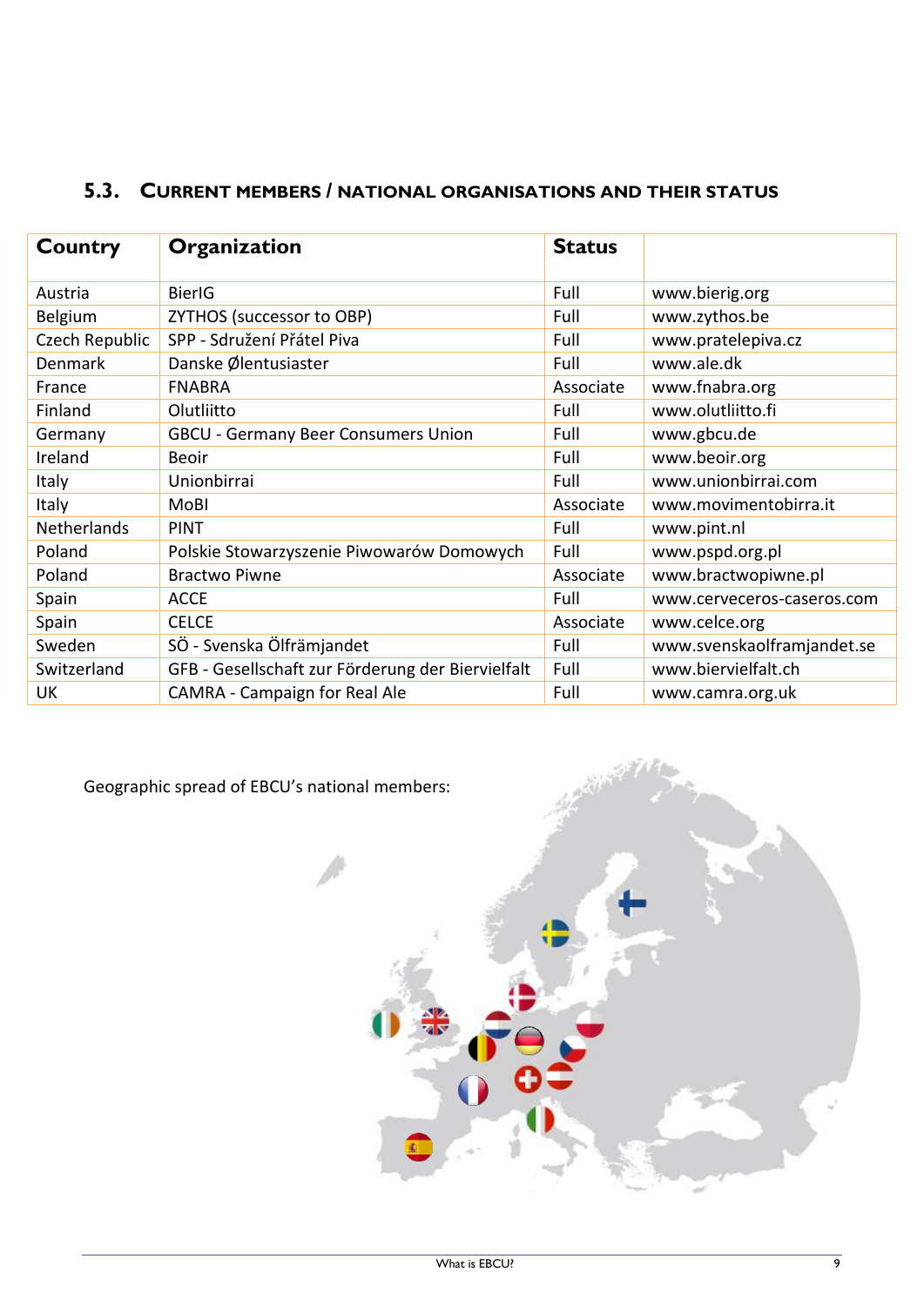## 5.3. Current members / national organisations and their status

| Country | Organization | Status | |
|---|---|---|---|
| Austria | BierIG | Full | www.bierig.org |
| Belgium | ZYTHOS (successor to OBP) | Full | www.zythos.be |
| Czech Republic | SPP - Sdružení Přátel Piva | Full | www.pratelepiva.cz |
| Denmark | Danske Ølentusiaster | Full | www.ale.dk |
| France | FNABRA | Associate | www.fnabra.org |
| Finland | Olutliitto | Full | www.olutliitto.fi |
| Germany | GBCU - Germany Beer Consumers Union | Full | www.gbcu.de |
| Ireland | Beoir | Full | www.beoir.org |
| Italy | Unionbirrai | Full | www.unionbirrai.com |
| Italy | MoBI | Associate | www.movimentobirra.it |
| Netherlands | PINT | Full | www.pint.nl |
| Poland | Polskie Stowarzyszenie Piwowarów Domowych | Full | www.pspd.org.pl |
| Poland | Bractwo Piwne | Associate | www.bractwopiwne.pl |
| Spain | ACCE | Full | www.cerveceros-caseros.com |
| Spain | CELCE | Associate | www.celce.org |
| Sweden | SÖ - Svenska Ölfrämjandet | Full | www.svenskaolframjandet.se |
| Switzerland | GFB - Gesellschaft zur Förderung der Biervielfalt | Full | www.biervielfalt.ch |
| UK | CAMRA - Campaign for Real Ale | Full | www.camra.org.uk |

Geographic spread of EBCU's national members: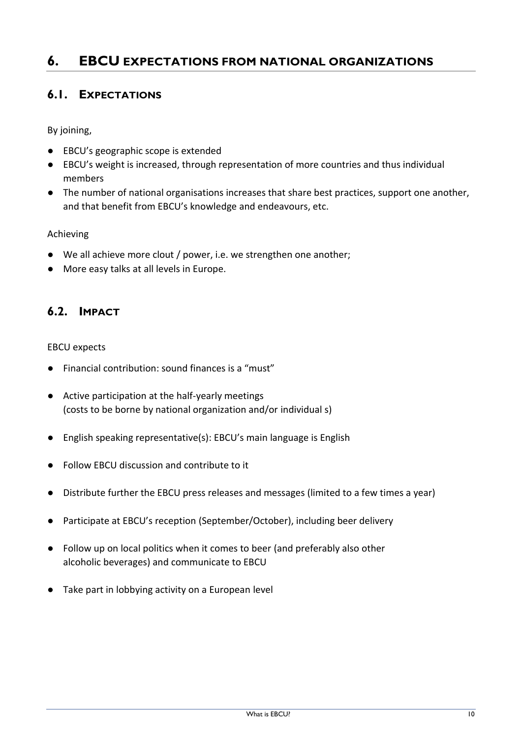# 6. EBCU EXPECTATIONS FROM NATIONAL ORGANIZATIONS

## 6.1. EXPECTATIONS

By joining,

- EBCU's geographic scope is extended
- EBCU's weight is increased, through representation of more countries and thus individual members
- The number of national organisations increases that share best practices, support one another, and that benefit from EBCU's knowledge and endeavours, etc.

Achieving

- We all achieve more clout / power, i.e. we strengthen one another;
- More easy talks at all levels in Europe.

## 6.2. IMPACT

EBCU expects

- Financial contribution: sound finances is a "must"
- Active participation at the half-yearly meetings
  (costs to be borne by national organization and/or individual s)
- English speaking representative(s): EBCU's main language is English
- Follow EBCU discussion and contribute to it
- Distribute further the EBCU press releases and messages (limited to a few times a year)
- Participate at EBCU's reception (September/October), including beer delivery
- Follow up on local politics when it comes to beer (and preferably also other alcoholic beverages) and communicate to EBCU
- Take part in lobbying activity on a European level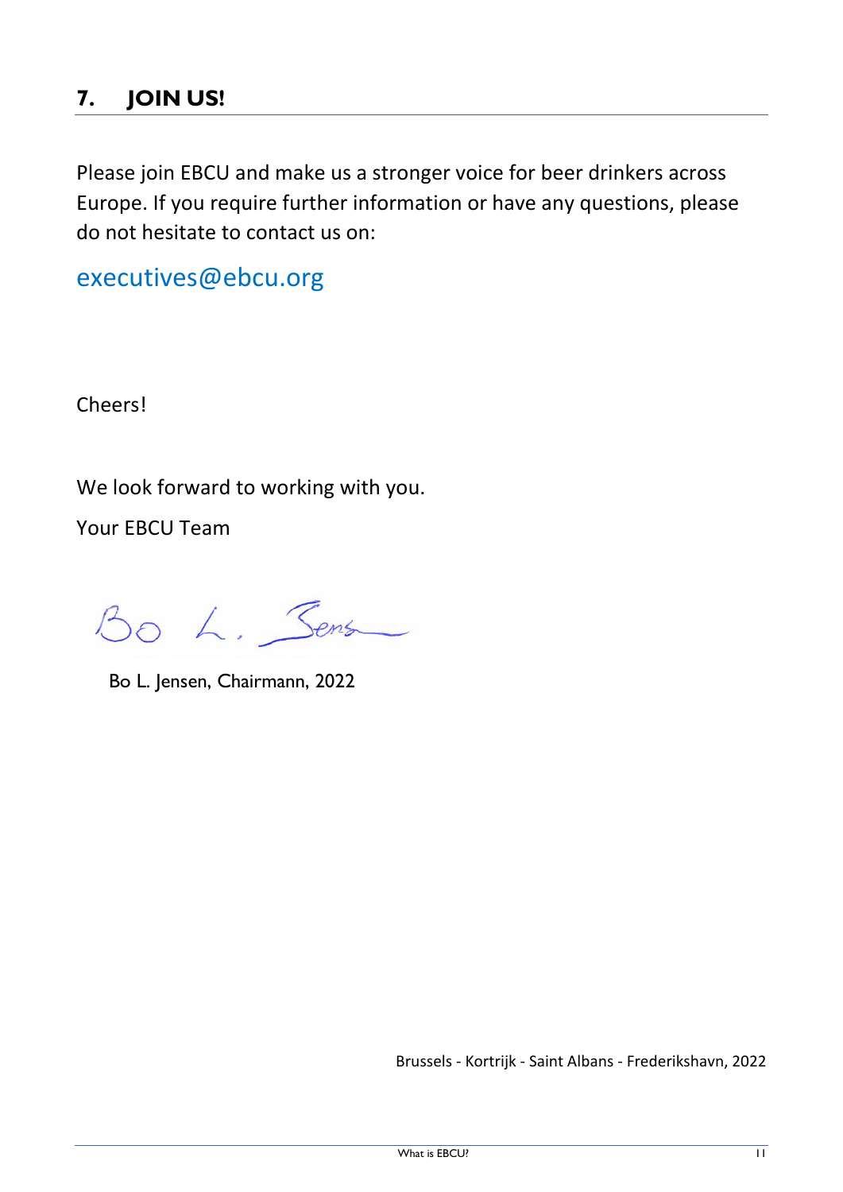## 7. JOIN US!

Please join EBCU and make us a stronger voice for beer drinkers across Europe. If you require further information or have any questions, please do not hesitate to contact us on:

executives@ebcu.org

Cheers!

We look forward to working with you.

Your EBCU Team

Bo L. Jensen, Chairmann, 2022

Brussels - Kortrijk - Saint Albans - Frederikshavn, 2022